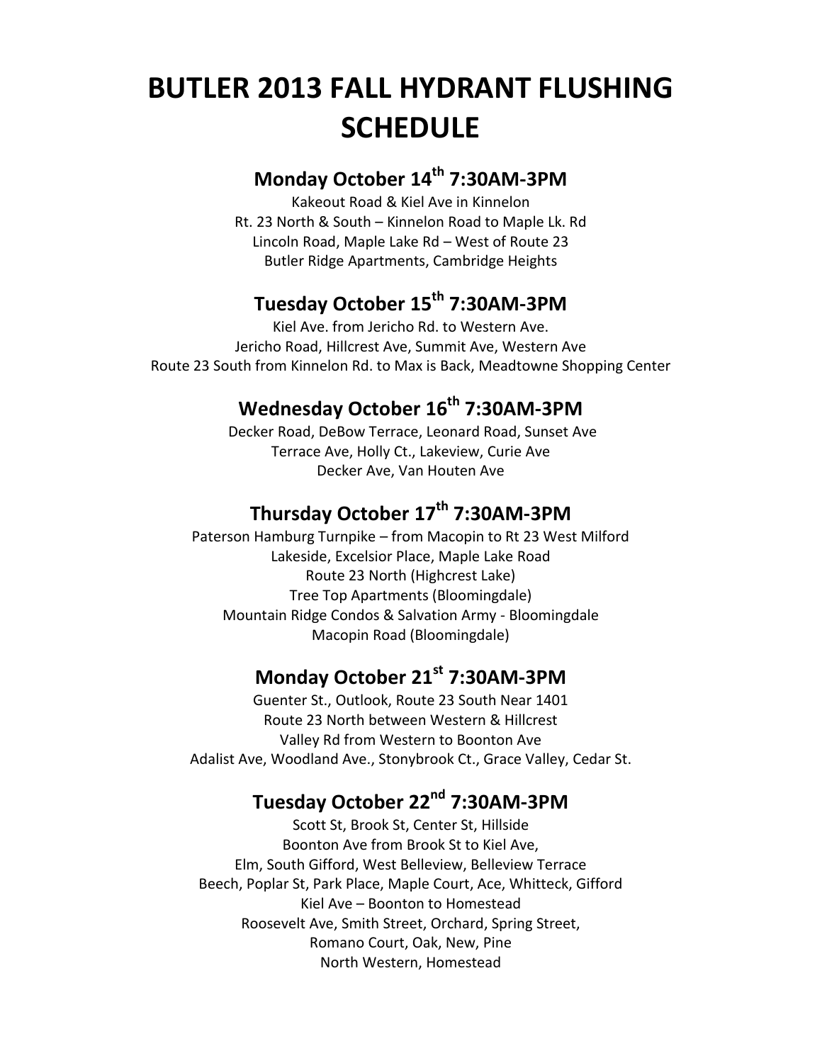# BUTLER 2013 FALL HYDRANT FLUSHING SCHEDULE

## Monday October 14th 7:30AM-3PM

Kakeout Road & Kiel Ave in Kinnelon
Rt. 23 North & South – Kinnelon Road to Maple Lk. Rd
Lincoln Road, Maple Lake Rd – West of Route 23
Butler Ridge Apartments, Cambridge Heights

## Tuesday October 15th 7:30AM-3PM

Kiel Ave. from Jericho Rd. to Western Ave.
Jericho Road, Hillcrest Ave, Summit Ave, Western Ave
Route 23 South from Kinnelon Rd. to Max is Back, Meadtowne Shopping Center

## Wednesday October 16th 7:30AM-3PM

Decker Road, DeBow Terrace, Leonard Road, Sunset Ave
Terrace Ave, Holly Ct., Lakeview, Curie Ave
Decker Ave, Van Houten Ave

## Thursday October 17th 7:30AM-3PM

Paterson Hamburg Turnpike – from Macopin to Rt 23 West Milford
Lakeside, Excelsior Place, Maple Lake Road
Route 23 North (Highcrest Lake)
Tree Top Apartments (Bloomingdale)
Mountain Ridge Condos & Salvation Army - Bloomingdale
Macopin Road (Bloomingdale)

## Monday October 21st 7:30AM-3PM

Guenter St., Outlook, Route 23 South Near 1401
Route 23 North between Western & Hillcrest
Valley Rd from Western to Boonton Ave
Adalist Ave, Woodland Ave., Stonybrook Ct., Grace Valley, Cedar St.

## Tuesday October 22nd 7:30AM-3PM

Scott St, Brook St, Center St, Hillside
Boonton Ave from Brook St to Kiel Ave,
Elm, South Gifford, West Belleview, Belleview Terrace
Beech, Poplar St, Park Place, Maple Court, Ace, Whitteck, Gifford
Kiel Ave – Boonton to Homestead
Roosevelt Ave, Smith Street, Orchard, Spring Street,
Romano Court, Oak, New, Pine
North Western, Homestead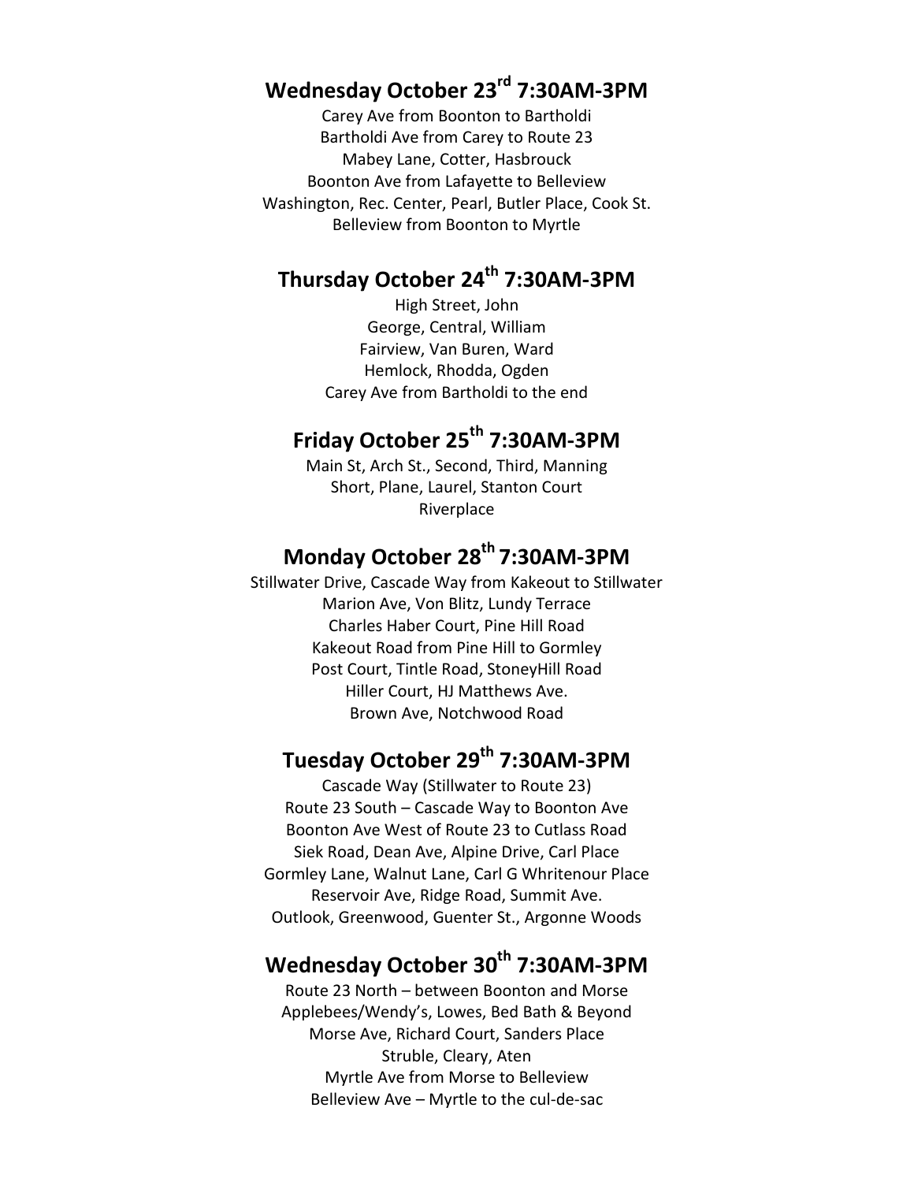## Wednesday October 23rd 7:30AM-3PM

Carey Ave from Boonton to Bartholdi
Bartholdi Ave from Carey to Route 23
Mabey Lane, Cotter, Hasbrouck
Boonton Ave from Lafayette to Belleview
Washington, Rec. Center, Pearl, Butler Place, Cook St.
Belleview from Boonton to Myrtle

## Thursday October 24th 7:30AM-3PM

High Street, John
George, Central, William
Fairview, Van Buren, Ward
Hemlock, Rhodda, Ogden
Carey Ave from Bartholdi to the end

## Friday October 25th 7:30AM-3PM

Main St, Arch St., Second, Third, Manning
Short, Plane, Laurel, Stanton Court
Riverplace

## Monday October 28th 7:30AM-3PM

Stillwater Drive, Cascade Way from Kakeout to Stillwater
Marion Ave, Von Blitz, Lundy Terrace
Charles Haber Court, Pine Hill Road
Kakeout Road from Pine Hill to Gormley
Post Court, Tintle Road, StoneyHill Road
Hiller Court, HJ Matthews Ave.
Brown Ave, Notchwood Road

## Tuesday October 29th 7:30AM-3PM

Cascade Way (Stillwater to Route 23)
Route 23 South – Cascade Way to Boonton Ave
Boonton Ave West of Route 23 to Cutlass Road
Siek Road, Dean Ave, Alpine Drive, Carl Place
Gormley Lane, Walnut Lane, Carl G Whritenour Place
Reservoir Ave, Ridge Road, Summit Ave.
Outlook, Greenwood, Guenter St., Argonne Woods

## Wednesday October 30th 7:30AM-3PM

Route 23 North – between Boonton and Morse
Applebees/Wendy's, Lowes, Bed Bath & Beyond
Morse Ave, Richard Court, Sanders Place
Struble, Cleary, Aten
Myrtle Ave from Morse to Belleview
Belleview Ave – Myrtle to the cul-de-sac